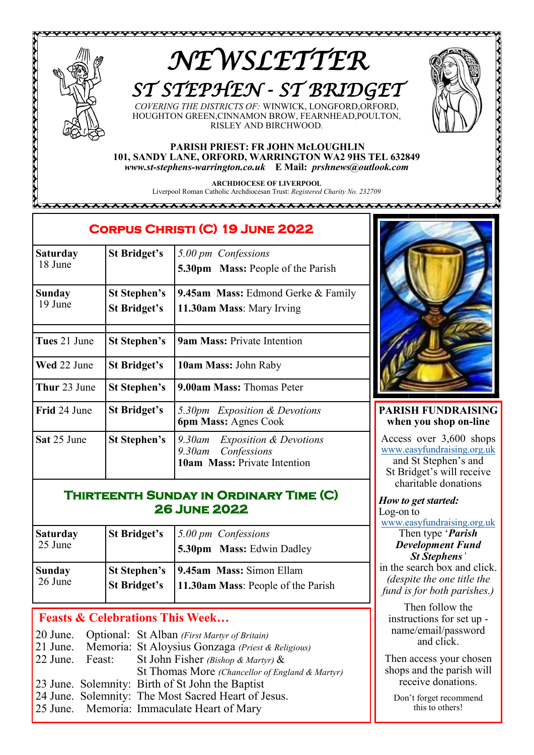# NEWSLETTER

## ST STEPHEN - ST BRIDGET

*COVERING THE DISTRICTS OF:* WINWICK, LONGFORD, ORFORD, HOUGHTON GREEN, CINNAMON BROW, FEARNHEAD, POULTON, RISLEY AND BIRCHWOOD.

**PARISH PRIEST: FR JOHN McLOUGHLIN**
**101, SANDY LANE, ORFORD, WARRINGTON WA2 9HS TEL 632849**
***www.st-stephens-warrington.co.uk* E Mail: *prshnews@outlook.com***

**ARCHDIOCESE OF LIVERPOOL**
Liverpool Roman Catholic Archdiocesan Trust: *Registered Charity No. 232709*

## Corpus Christi (C) 19 June 2022

| Day | Church | Details |
|---|---|---|
| **Saturday** 18 June | St Bridget's | *5.00 pm Confessions*<br>**5.30pm Mass:** People of the Parish |
| **Sunday** 19 June | St Stephen's<br>St Bridget's | **9.45am Mass:** Edmond Gerke & Family<br>**11.30am Mass**: Mary Irving |
| **Tues** 21 June | St Stephen's | **9am Mass:** Private Intention |
| **Wed** 22 June | St Bridget's | **10am Mass:** John Raby |
| **Thur** 23 June | St Stephen's | **9.00am Mass:** Thomas Peter |
| **Frid** 24 June | St Bridget's | *5.30pm Exposition & Devotions*<br>**6pm Mass:** Agnes Cook |
| **Sat** 25 June | St Stephen's | *9.30am Exposition & Devotions*<br>*9.30am Confessions*<br>**10am Mass:** Private Intention |

## Thirteenth Sunday in Ordinary Time (C) 26 June 2022

| Day | Church | Details |
|---|---|---|
| **Saturday** 25 June | St Bridget's | *5.00 pm Confessions*<br>**5.30pm Mass:** Edwin Dadley |
| **Sunday** 26 June | St Stephen's<br>St Bridget's | **9.45am Mass:** Simon Ellam<br>**11.30am Mass**: People of the Parish |

## Feasts & Celebrations This Week…

20 June. Optional: St Alban *(First Martyr of Britain)*
21 June. Memoria: St Aloysius Gonzaga *(Priest & Religious)*
22 June. Feast: St John Fisher *(Bishop & Martyr)* & St Thomas More *(Chancellor of England & Martyr)*
23 June. Solemnity: Birth of St John the Baptist
24 June. Solemnity: The Most Sacred Heart of Jesus.
25 June. Memoria: Immaculate Heart of Mary

## PARISH FUNDRAISING when you shop on-line

Access over 3,600 shops www.easyfundraising.org.uk and St Stephen's and St Bridget's will receive charitable donations

***How to get started:***
Log-on to www.easyfundraising.org.uk
Then type '***Parish Development Fund St Stephens***'
in the search box and click.
*(despite the one title the fund is for both parishes.)*

Then follow the instructions for set up - name/email/password and click.

Then access your chosen shops and the parish will receive donations.

Don't forget recommend this to others!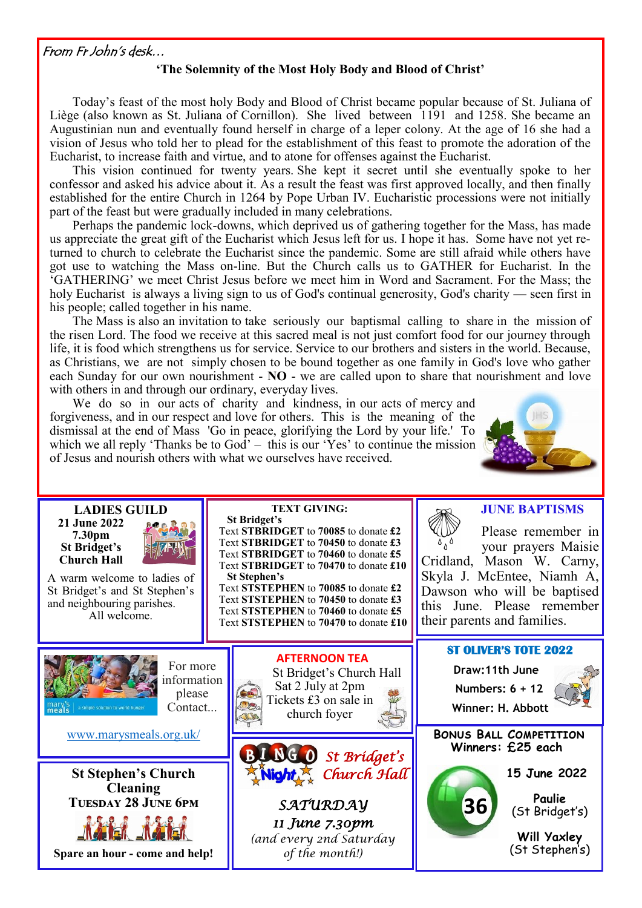*From Fr John's desk…*

## 'The Solemnity of the Most Holy Body and Blood of Christ'

Today's feast of the most holy Body and Blood of Christ became popular because of St. Juliana of Liège (also known as St. Juliana of Cornillon). She lived between 1191 and 1258. She became an Augustinian nun and eventually found herself in charge of a leper colony. At the age of 16 she had a vision of Jesus who told her to plead for the establishment of this feast to promote the adoration of the Eucharist, to increase faith and virtue, and to atone for offenses against the Eucharist.

This vision continued for twenty years. She kept it secret until she eventually spoke to her confessor and asked his advice about it. As a result the feast was first approved locally, and then finally established for the entire Church in 1264 by Pope Urban IV. Eucharistic processions were not initially part of the feast but were gradually included in many celebrations.

Perhaps the pandemic lock-downs, which deprived us of gathering together for the Mass, has made us appreciate the great gift of the Eucharist which Jesus left for us. I hope it has. Some have not yet returned to church to celebrate the Eucharist since the pandemic. Some are still afraid while others have got use to watching the Mass on-line. But the Church calls us to GATHER for Eucharist. In the 'GATHERING' we meet Christ Jesus before we meet him in Word and Sacrament. For the Mass; the holy Eucharist is always a living sign to us of God's continual generosity, God's charity — seen first in his people; called together in his name.

The Mass is also an invitation to take seriously our baptismal calling to share in the mission of the risen Lord. The food we receive at this sacred meal is not just comfort food for our journey through life, it is food which strengthens us for service. Service to our brothers and sisters in the world. Because, as Christians, we are not simply chosen to be bound together as one family in God's love who gather each Sunday for our own nourishment - **NO** - we are called upon to share that nourishment and love with others in and through our ordinary, everyday lives.

We do so in our acts of charity and kindness, in our acts of mercy and forgiveness, and in our respect and love for others. This is the meaning of the dismissal at the end of Mass 'Go in peace, glorifying the Lord by your life.' To which we all reply 'Thanks be to God' – this is our 'Yes' to continue the mission of Jesus and nourish others with what we ourselves have received.

---

### LADIES GUILD

**21 June 2022**
**7.30pm**
**St Bridget's Church Hall**

A warm welcome to ladies of St Bridget's and St Stephen's and neighbouring parishes.
All welcome.

---

### TEXT GIVING:

**St Bridget's**
Text **STBRIDGET** to **70085** to donate **£2**
Text **STBRIDGET** to **70450** to donate **£3**
Text **STBRIDGET** to **70460** to donate **£5**
Text **STBRIDGET** to **70470** to donate **£10**

**St Stephen's**
Text **STSTEPHEN** to **70085** to donate **£2**
Text **STSTEPHEN** to **70450** to donate **£3**
Text **STSTEPHEN** to **70460** to donate **£5**
Text **STSTEPHEN** to **70470** to donate **£10**

---

### JUNE BAPTISMS

Please remember in your prayers Maisie Cridland, Mason W. Carny, Skyla J. McEntee, Niamh A, Dawson who will be baptised this June. Please remember their parents and families.

---

mary's meals — a simple solution to world hunger

For more information please Contact...

www.marysmeals.org.uk/

---

### AFTERNOON TEA

St Bridget's Church Hall
Sat 2 July at 2pm
Tickets £3 on sale in church foyer

---

### ST OLIVER'S TOTE 2022

**Draw:11th June**
**Numbers: 6 + 12**
**Winner: H. Abbott**

---

### BONUS BALL COMPETITION

**Winners: £25 each**

**36**

**15 June 2022**

**Paulie** (St Bridget's)

**Will Yaxley** (St Stephen's)

---

### BINGO Night — *St Bridget's Church Hall*

*SATURDAY*
*11 June 7.30pm*
*(and every 2nd Saturday of the month!)*

---

### St Stephen's Church Cleaning

**TUESDAY 28 JUNE 6PM**

**Spare an hour - come and help!**